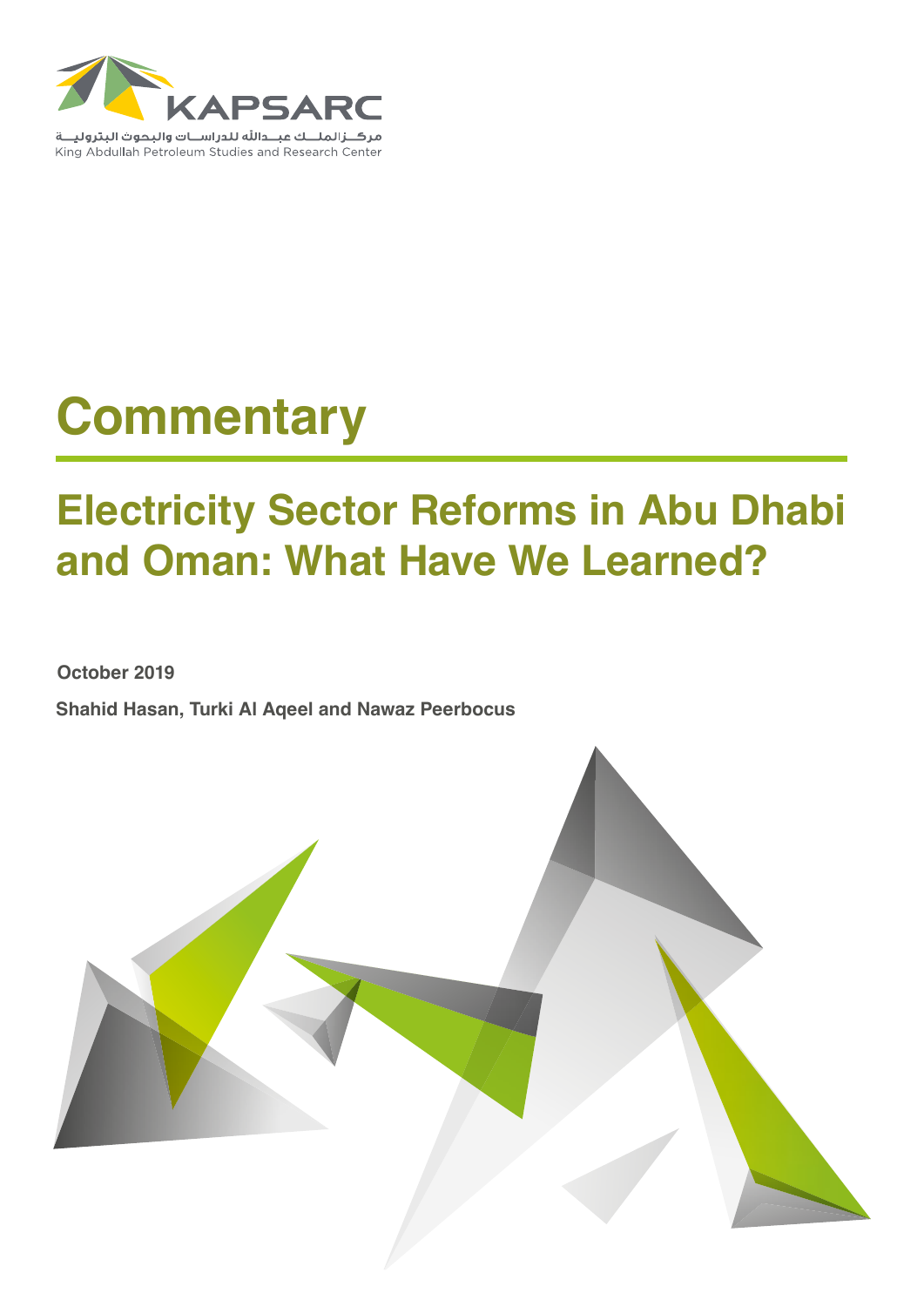KAPSARC

مركـــز الملـــك عبـــدالله للدراســـات والبحـــوث البتروليـــة

King Abdullah Petroleum Studies and Research Center

# Commentary

## Electricity Sector Reforms in Abu Dhabi and Oman: What Have We Learned?

**October 2019**

**Shahid Hasan, Turki Al Aqeel and Nawaz Peerbocus**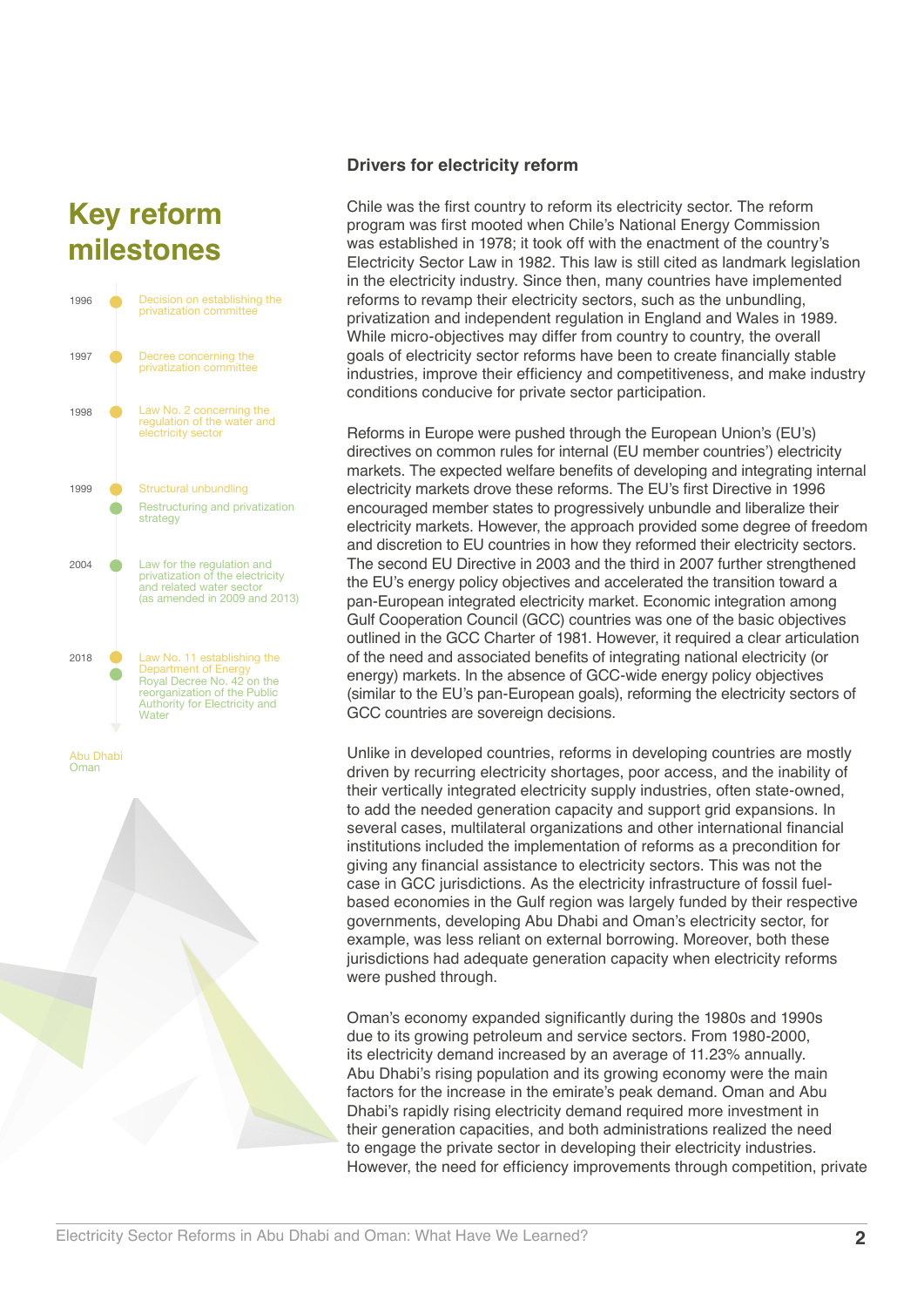## Key reform milestones

- **1996** — Decision on establishing the privatization committee
- **1997** — Decree concerning the privatization committee
- **1998** — Law No. 2 concerning the regulation of the water and electricity sector
- **1999** — Structural unbundling
- **1999** — Restructuring and privatization strategy
- **2004** — Law for the regulation and privatization of the electricity and related water sector (as amended in 2009 and 2013)
- **2018** — Law No. 11 establishing the Department of Energy
- **2018** — Royal Decree No. 42 on the reorganization of the Public Authority for Electricity and Water

Abu Dhabi
Oman

### Drivers for electricity reform

Chile was the first country to reform its electricity sector. The reform program was first mooted when Chile's National Energy Commission was established in 1978; it took off with the enactment of the country's Electricity Sector Law in 1982. This law is still cited as landmark legislation in the electricity industry. Since then, many countries have implemented reforms to revamp their electricity sectors, such as the unbundling, privatization and independent regulation in England and Wales in 1989. While micro-objectives may differ from country to country, the overall goals of electricity sector reforms have been to create financially stable industries, improve their efficiency and competitiveness, and make industry conditions conducive for private sector participation.

Reforms in Europe were pushed through the European Union's (EU's) directives on common rules for internal (EU member countries') electricity markets. The expected welfare benefits of developing and integrating internal electricity markets drove these reforms. The EU's first Directive in 1996 encouraged member states to progressively unbundle and liberalize their electricity markets. However, the approach provided some degree of freedom and discretion to EU countries in how they reformed their electricity sectors. The second EU Directive in 2003 and the third in 2007 further strengthened the EU's energy policy objectives and accelerated the transition toward a pan-European integrated electricity market. Economic integration among Gulf Cooperation Council (GCC) countries was one of the basic objectives outlined in the GCC Charter of 1981. However, it required a clear articulation of the need and associated benefits of integrating national electricity (or energy) markets. In the absence of GCC-wide energy policy objectives (similar to the EU's pan-European goals), reforming the electricity sectors of GCC countries are sovereign decisions.

Unlike in developed countries, reforms in developing countries are mostly driven by recurring electricity shortages, poor access, and the inability of their vertically integrated electricity supply industries, often state-owned, to add the needed generation capacity and support grid expansions. In several cases, multilateral organizations and other international financial institutions included the implementation of reforms as a precondition for giving any financial assistance to electricity sectors. This was not the case in GCC jurisdictions. As the electricity infrastructure of fossil fuel-based economies in the Gulf region was largely funded by their respective governments, developing Abu Dhabi and Oman's electricity sector, for example, was less reliant on external borrowing. Moreover, both these jurisdictions had adequate generation capacity when electricity reforms were pushed through.

Oman's economy expanded significantly during the 1980s and 1990s due to its growing petroleum and service sectors. From 1980-2000, its electricity demand increased by an average of 11.23% annually. Abu Dhabi's rising population and its growing economy were the main factors for the increase in the emirate's peak demand. Oman and Abu Dhabi's rapidly rising electricity demand required more investment in their generation capacities, and both administrations realized the need to engage the private sector in developing their electricity industries. However, the need for efficiency improvements through competition, private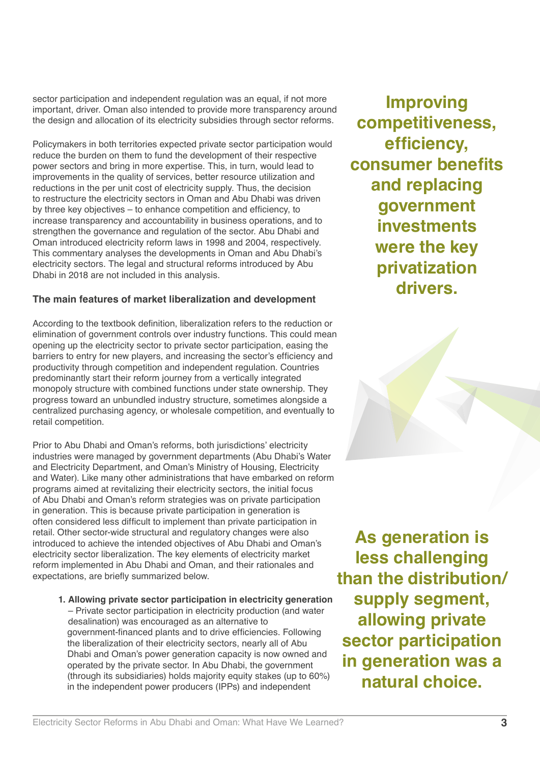sector participation and independent regulation was an equal, if not more important, driver. Oman also intended to provide more transparency around the design and allocation of its electricity subsidies through sector reforms.

Policymakers in both territories expected private sector participation would reduce the burden on them to fund the development of their respective power sectors and bring in more expertise. This, in turn, would lead to improvements in the quality of services, better resource utilization and reductions in the per unit cost of electricity supply. Thus, the decision to restructure the electricity sectors in Oman and Abu Dhabi was driven by three key objectives – to enhance competition and efficiency, to increase transparency and accountability in business operations, and to strengthen the governance and regulation of the sector. Abu Dhabi and Oman introduced electricity reform laws in 1998 and 2004, respectively. This commentary analyses the developments in Oman and Abu Dhabi's electricity sectors. The legal and structural reforms introduced by Abu Dhabi in 2018 are not included in this analysis.

**Improving competitiveness, efficiency, consumer benefits and replacing government investments were the key privatization drivers.**

### The main features of market liberalization and development

According to the textbook definition, liberalization refers to the reduction or elimination of government controls over industry functions. This could mean opening up the electricity sector to private sector participation, easing the barriers to entry for new players, and increasing the sector's efficiency and productivity through competition and independent regulation. Countries predominantly start their reform journey from a vertically integrated monopoly structure with combined functions under state ownership. They progress toward an unbundled industry structure, sometimes alongside a centralized purchasing agency, or wholesale competition, and eventually to retail competition.

Prior to Abu Dhabi and Oman's reforms, both jurisdictions' electricity industries were managed by government departments (Abu Dhabi's Water and Electricity Department, and Oman's Ministry of Housing, Electricity and Water). Like many other administrations that have embarked on reform programs aimed at revitalizing their electricity sectors, the initial focus of Abu Dhabi and Oman's reform strategies was on private participation in generation. This is because private participation in generation is often considered less difficult to implement than private participation in retail. Other sector-wide structural and regulatory changes were also introduced to achieve the intended objectives of Abu Dhabi and Oman's electricity sector liberalization. The key elements of electricity market reform implemented in Abu Dhabi and Oman, and their rationales and expectations, are briefly summarized below.

**As generation is less challenging than the distribution/supply segment, allowing private sector participation in generation was a natural choice.**

1. **Allowing private sector participation in electricity generation** – Private sector participation in electricity production (and water desalination) was encouraged as an alternative to government-financed plants and to drive efficiencies. Following the liberalization of their electricity sectors, nearly all of Abu Dhabi and Oman's power generation capacity is now owned and operated by the private sector. In Abu Dhabi, the government (through its subsidiaries) holds majority equity stakes (up to 60%) in the independent power producers (IPPs) and independent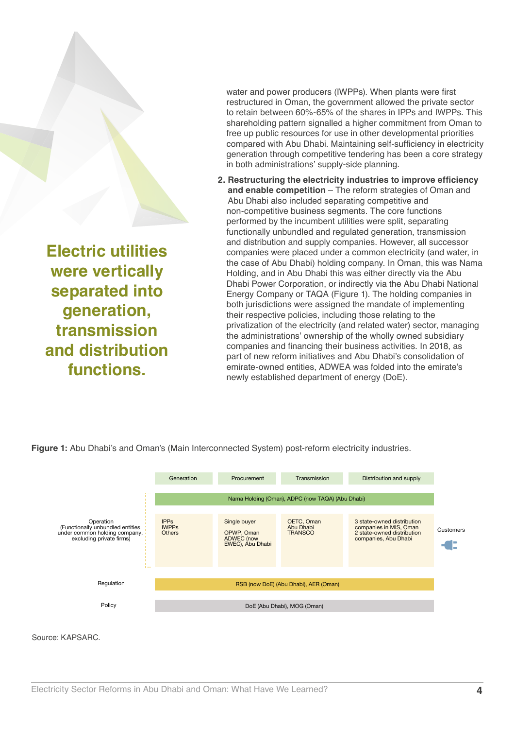water and power producers (IWPPs). When plants were first restructured in Oman, the government allowed the private sector to retain between 60%-65% of the shares in IPPs and IWPPs. This shareholding pattern signalled a higher commitment from Oman to free up public resources for use in other developmental priorities compared with Abu Dhabi. Maintaining self-sufficiency in electricity generation through competitive tendering has been a core strategy in both administrations' supply-side planning.

2. **Restructuring the electricity industries to improve efficiency and enable competition** – The reform strategies of Oman and Abu Dhabi also included separating competitive and non-competitive business segments. The core functions performed by the incumbent utilities were split, separating functionally unbundled and regulated generation, transmission and distribution and supply companies. However, all successor companies were placed under a common electricity (and water, in the case of Abu Dhabi) holding company. In Oman, this was Nama Holding, and in Abu Dhabi this was either directly via the Abu Dhabi Power Corporation, or indirectly via the Abu Dhabi National Energy Company or TAQA (Figure 1). The holding companies in both jurisdictions were assigned the mandate of implementing their respective policies, including those relating to the privatization of the electricity (and related water) sector, managing the administrations' ownership of the wholly owned subsidiary companies and financing their business activities. In 2018, as part of new reform initiatives and Abu Dhabi's consolidation of emirate-owned entities, ADWEA was folded into the emirate's newly established department of energy (DoE).

**Electric utilities were vertically separated into generation, transmission and distribution functions.**

**Figure 1:** Abu Dhabi's and Oman's (Main Interconnected System) post-reform electricity industries.

| | Generation | Procurement | Transmission | Distribution and supply | |
|---|---|---|---|---|---|
| | Nama Holding (Oman), ADPC (now TAQA) (Abu Dhabi) | | | | |
| Operation (Functionally unbundled entities under common holding company, excluding private firms) | IPPs IWPPs Others | Single buyer OPWP, Oman ADWEC (now EWEC), Abu Dhabi | OETC, Oman Abu Dhabi TRANSCO | 3 state-owned distribution companies in MIS, Oman 2 state-owned distribution companies, Abu Dhabi | Customers |
| Regulation | RSB (now DoE) (Abu Dhabi), AER (Oman) | | | | |
| Policy | DoE (Abu Dhabi), MOG (Oman) | | | | |

Source: KAPSARC.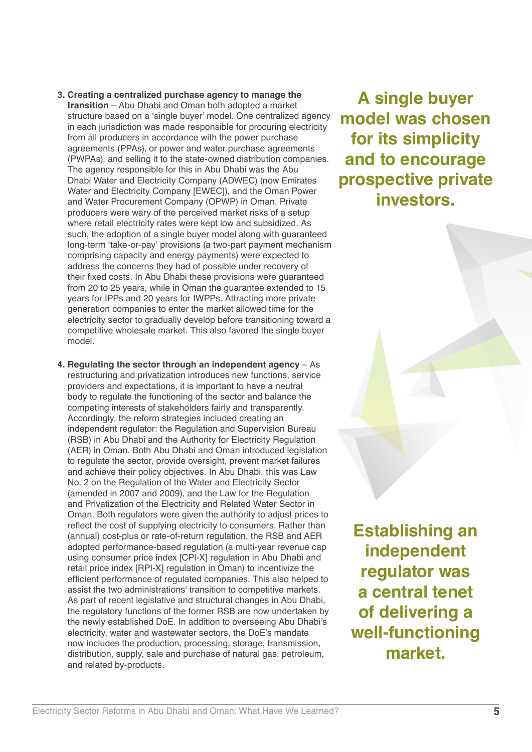3. **Creating a centralized purchase agency to manage the transition** – Abu Dhabi and Oman both adopted a market structure based on a 'single buyer' model. One centralized agency in each jurisdiction was made responsible for procuring electricity from all producers in accordance with the power purchase agreements (PPAs), or power and water purchase agreements (PWPAs), and selling it to the state-owned distribution companies. The agency responsible for this in Abu Dhabi was the Abu Dhabi Water and Electricity Company (ADWEC) (now Emirates Water and Electricity Company [EWEC]), and the Oman Power and Water Procurement Company (OPWP) in Oman. Private producers were wary of the perceived market risks of a setup where retail electricity rates were kept low and subsidized. As such, the adoption of a single buyer model along with guaranteed long-term 'take-or-pay' provisions (a two-part payment mechanism comprising capacity and energy payments) were expected to address the concerns they had of possible under recovery of their fixed costs. In Abu Dhabi these provisions were guaranteed from 20 to 25 years, while in Oman the guarantee extended to 15 years for IPPs and 20 years for IWPPs. Attracting more private generation companies to enter the market allowed time for the electricity sector to gradually develop before transitioning toward a competitive wholesale market. This also favored the single buyer model.

4. **Regulating the sector through an independent agency** – As restructuring and privatization introduces new functions, service providers and expectations, it is important to have a neutral body to regulate the functioning of the sector and balance the competing interests of stakeholders fairly and transparently. Accordingly, the reform strategies included creating an independent regulator: the Regulation and Supervision Bureau (RSB) in Abu Dhabi and the Authority for Electricity Regulation (AER) in Oman. Both Abu Dhabi and Oman introduced legislation to regulate the sector, provide oversight, prevent market failures and achieve their policy objectives. In Abu Dhabi, this was Law No. 2 on the Regulation of the Water and Electricity Sector (amended in 2007 and 2009), and the Law for the Regulation and Privatization of the Electricity and Related Water Sector in Oman. Both regulators were given the authority to adjust prices to reflect the cost of supplying electricity to consumers. Rather than (annual) cost-plus or rate-of-return regulation, the RSB and AER adopted performance-based regulation (a multi-year revenue cap using consumer price index [CPI-X] regulation in Abu Dhabi and retail price index [RPI-X] regulation in Oman) to incentivize the efficient performance of regulated companies. This also helped to assist the two administrations' transition to competitive markets. As part of recent legislative and structural changes in Abu Dhabi, the regulatory functions of the former RSB are now undertaken by the newly established DoE. In addition to overseeing Abu Dhabi's electricity, water and wastewater sectors, the DoE's mandate now includes the production, processing, storage, transmission, distribution, supply, sale and purchase of natural gas, petroleum, and related by-products.

**A single buyer model was chosen for its simplicity and to encourage prospective private investors.**

**Establishing an independent regulator was a central tenet of delivering a well-functioning market.**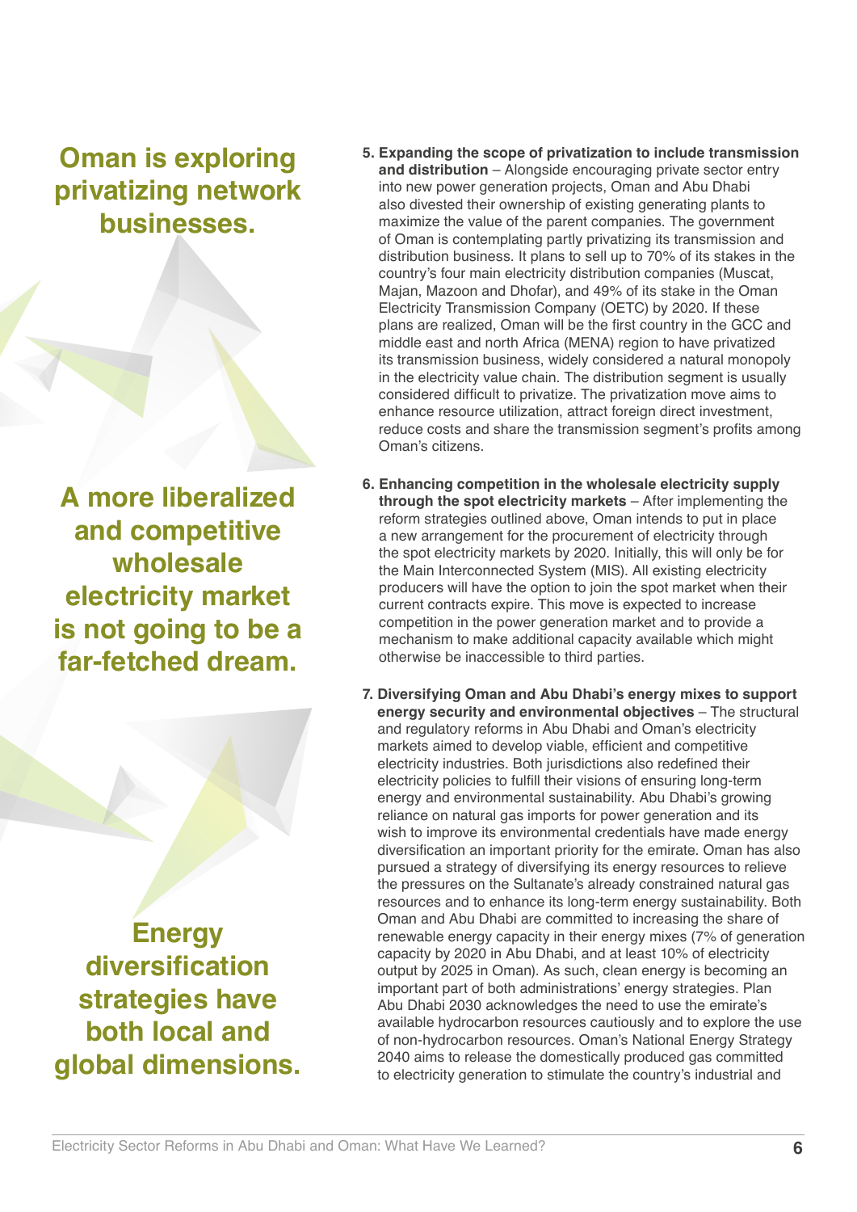**Oman is exploring privatizing network businesses.**

**A more liberalized and competitive wholesale electricity market is not going to be a far-fetched dream.**

**Energy diversification strategies have both local and global dimensions.**

5. **Expanding the scope of privatization to include transmission and distribution** – Alongside encouraging private sector entry into new power generation projects, Oman and Abu Dhabi also divested their ownership of existing generating plants to maximize the value of the parent companies. The government of Oman is contemplating partly privatizing its transmission and distribution business. It plans to sell up to 70% of its stakes in the country's four main electricity distribution companies (Muscat, Majan, Mazoon and Dhofar), and 49% of its stake in the Oman Electricity Transmission Company (OETC) by 2020. If these plans are realized, Oman will be the first country in the GCC and middle east and north Africa (MENA) region to have privatized its transmission business, widely considered a natural monopoly in the electricity value chain. The distribution segment is usually considered difficult to privatize. The privatization move aims to enhance resource utilization, attract foreign direct investment, reduce costs and share the transmission segment's profits among Oman's citizens.

6. **Enhancing competition in the wholesale electricity supply through the spot electricity markets** – After implementing the reform strategies outlined above, Oman intends to put in place a new arrangement for the procurement of electricity through the spot electricity markets by 2020. Initially, this will only be for the Main Interconnected System (MIS). All existing electricity producers will have the option to join the spot market when their current contracts expire. This move is expected to increase competition in the power generation market and to provide a mechanism to make additional capacity available which might otherwise be inaccessible to third parties.

7. **Diversifying Oman and Abu Dhabi's energy mixes to support energy security and environmental objectives** – The structural and regulatory reforms in Abu Dhabi and Oman's electricity markets aimed to develop viable, efficient and competitive electricity industries. Both jurisdictions also redefined their electricity policies to fulfill their visions of ensuring long-term energy and environmental sustainability. Abu Dhabi's growing reliance on natural gas imports for power generation and its wish to improve its environmental credentials have made energy diversification an important priority for the emirate. Oman has also pursued a strategy of diversifying its energy resources to relieve the pressures on the Sultanate's already constrained natural gas resources and to enhance its long-term energy sustainability. Both Oman and Abu Dhabi are committed to increasing the share of renewable energy capacity in their energy mixes (7% of generation capacity by 2020 in Abu Dhabi, and at least 10% of electricity output by 2025 in Oman). As such, clean energy is becoming an important part of both administrations' energy strategies. Plan Abu Dhabi 2030 acknowledges the need to use the emirate's available hydrocarbon resources cautiously and to explore the use of non-hydrocarbon resources. Oman's National Energy Strategy 2040 aims to release the domestically produced gas committed to electricity generation to stimulate the country's industrial and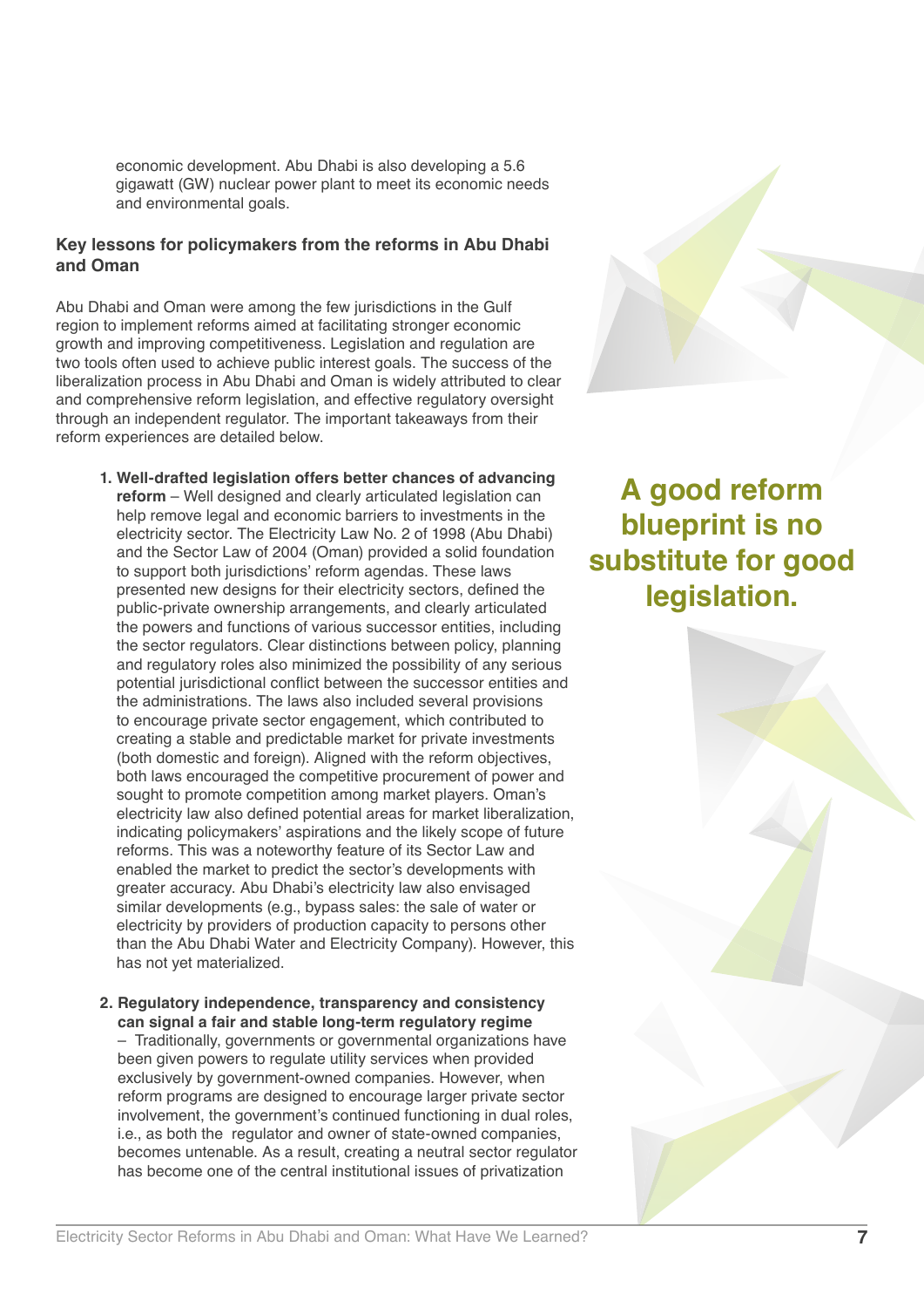economic development. Abu Dhabi is also developing a 5.6 gigawatt (GW) nuclear power plant to meet its economic needs and environmental goals.

### Key lessons for policymakers from the reforms in Abu Dhabi and Oman

Abu Dhabi and Oman were among the few jurisdictions in the Gulf region to implement reforms aimed at facilitating stronger economic growth and improving competitiveness. Legislation and regulation are two tools often used to achieve public interest goals. The success of the liberalization process in Abu Dhabi and Oman is widely attributed to clear and comprehensive reform legislation, and effective regulatory oversight through an independent regulator. The important takeaways from their reform experiences are detailed below.

**A good reform blueprint is no substitute for good legislation.**

1. **Well-drafted legislation offers better chances of advancing reform** – Well designed and clearly articulated legislation can help remove legal and economic barriers to investments in the electricity sector. The Electricity Law No. 2 of 1998 (Abu Dhabi) and the Sector Law of 2004 (Oman) provided a solid foundation to support both jurisdictions' reform agendas. These laws presented new designs for their electricity sectors, defined the public-private ownership arrangements, and clearly articulated the powers and functions of various successor entities, including the sector regulators. Clear distinctions between policy, planning and regulatory roles also minimized the possibility of any serious potential jurisdictional conflict between the successor entities and the administrations. The laws also included several provisions to encourage private sector engagement, which contributed to creating a stable and predictable market for private investments (both domestic and foreign). Aligned with the reform objectives, both laws encouraged the competitive procurement of power and sought to promote competition among market players. Oman's electricity law also defined potential areas for market liberalization, indicating policymakers' aspirations and the likely scope of future reforms. This was a noteworthy feature of its Sector Law and enabled the market to predict the sector's developments with greater accuracy. Abu Dhabi's electricity law also envisaged similar developments (e.g., bypass sales: the sale of water or electricity by providers of production capacity to persons other than the Abu Dhabi Water and Electricity Company). However, this has not yet materialized.

2. **Regulatory independence, transparency and consistency can signal a fair and stable long-term regulatory regime** – Traditionally, governments or governmental organizations have been given powers to regulate utility services when provided exclusively by government-owned companies. However, when reform programs are designed to encourage larger private sector involvement, the government's continued functioning in dual roles, i.e., as both the regulator and owner of state-owned companies, becomes untenable. As a result, creating a neutral sector regulator has become one of the central institutional issues of privatization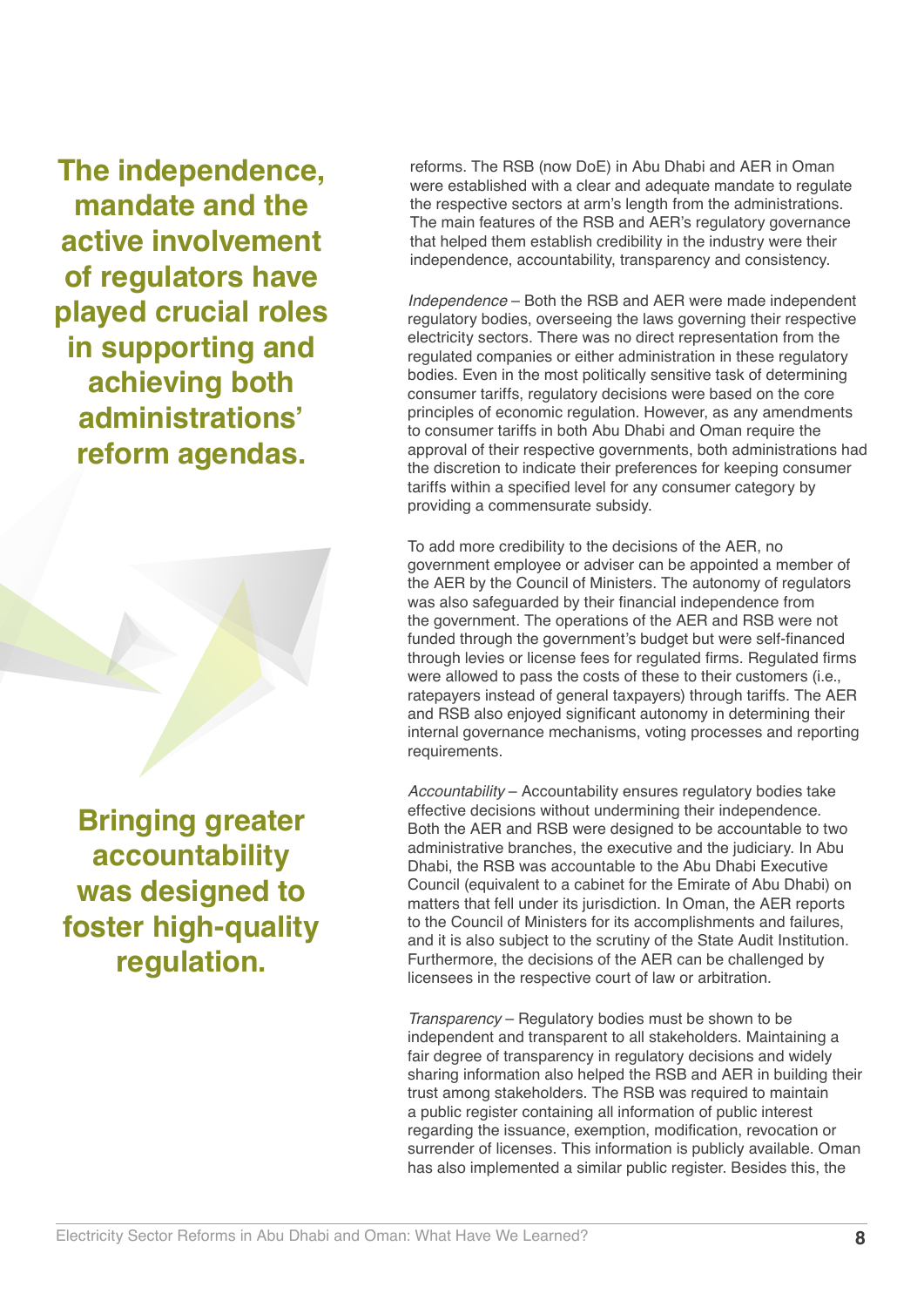**The independence, mandate and the active involvement of regulators have played crucial roles in supporting and achieving both administrations' reform agendas.**

**Bringing greater accountability was designed to foster high-quality regulation.**

reforms. The RSB (now DoE) in Abu Dhabi and AER in Oman were established with a clear and adequate mandate to regulate the respective sectors at arm's length from the administrations. The main features of the RSB and AER's regulatory governance that helped them establish credibility in the industry were their independence, accountability, transparency and consistency.

*Independence* – Both the RSB and AER were made independent regulatory bodies, overseeing the laws governing their respective electricity sectors. There was no direct representation from the regulated companies or either administration in these regulatory bodies. Even in the most politically sensitive task of determining consumer tariffs, regulatory decisions were based on the core principles of economic regulation. However, as any amendments to consumer tariffs in both Abu Dhabi and Oman require the approval of their respective governments, both administrations had the discretion to indicate their preferences for keeping consumer tariffs within a specified level for any consumer category by providing a commensurate subsidy.

To add more credibility to the decisions of the AER, no government employee or adviser can be appointed a member of the AER by the Council of Ministers. The autonomy of regulators was also safeguarded by their financial independence from the government. The operations of the AER and RSB were not funded through the government's budget but were self-financed through levies or license fees for regulated firms. Regulated firms were allowed to pass the costs of these to their customers (i.e., ratepayers instead of general taxpayers) through tariffs. The AER and RSB also enjoyed significant autonomy in determining their internal governance mechanisms, voting processes and reporting requirements.

*Accountability* – Accountability ensures regulatory bodies take effective decisions without undermining their independence. Both the AER and RSB were designed to be accountable to two administrative branches, the executive and the judiciary. In Abu Dhabi, the RSB was accountable to the Abu Dhabi Executive Council (equivalent to a cabinet for the Emirate of Abu Dhabi) on matters that fell under its jurisdiction. In Oman, the AER reports to the Council of Ministers for its accomplishments and failures, and it is also subject to the scrutiny of the State Audit Institution. Furthermore, the decisions of the AER can be challenged by licensees in the respective court of law or arbitration.

*Transparency* – Regulatory bodies must be shown to be independent and transparent to all stakeholders. Maintaining a fair degree of transparency in regulatory decisions and widely sharing information also helped the RSB and AER in building their trust among stakeholders. The RSB was required to maintain a public register containing all information of public interest regarding the issuance, exemption, modification, revocation or surrender of licenses. This information is publicly available. Oman has also implemented a similar public register. Besides this, the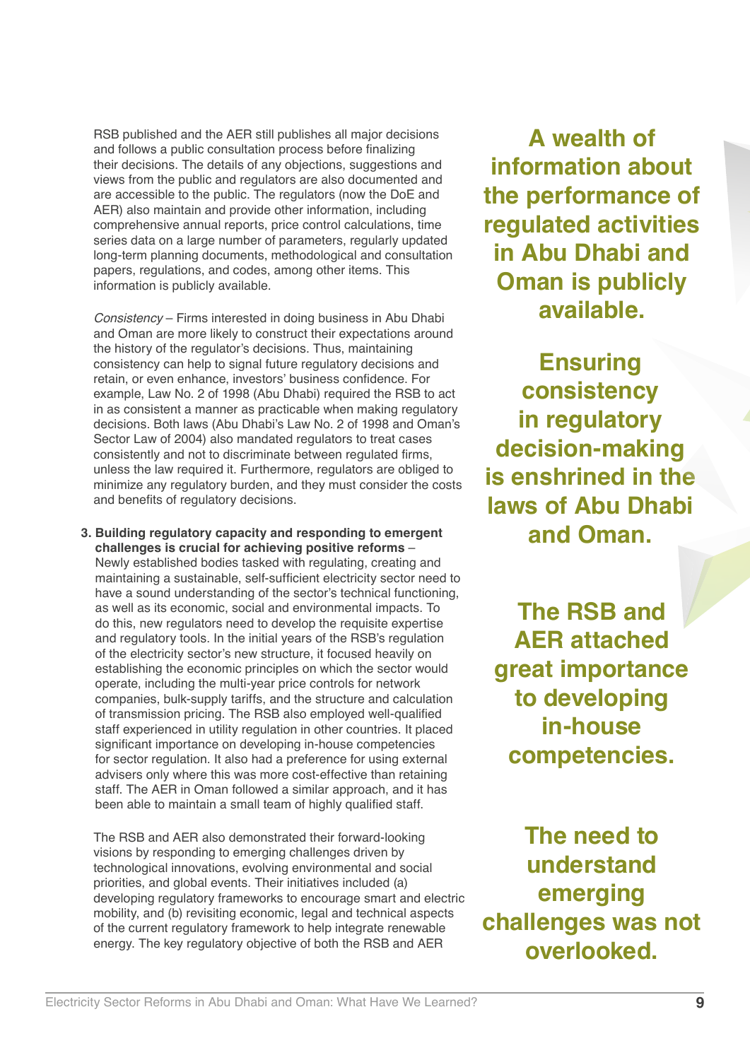RSB published and the AER still publishes all major decisions and follows a public consultation process before finalizing their decisions. The details of any objections, suggestions and views from the public and regulators are also documented and are accessible to the public. The regulators (now the DoE and AER) also maintain and provide other information, including comprehensive annual reports, price control calculations, time series data on a large number of parameters, regularly updated long-term planning documents, methodological and consultation papers, regulations, and codes, among other items. This information is publicly available.

**A wealth of information about the performance of regulated activities in Abu Dhabi and Oman is publicly available.**

*Consistency* – Firms interested in doing business in Abu Dhabi and Oman are more likely to construct their expectations around the history of the regulator's decisions. Thus, maintaining consistency can help to signal future regulatory decisions and retain, or even enhance, investors' business confidence. For example, Law No. 2 of 1998 (Abu Dhabi) required the RSB to act in as consistent a manner as practicable when making regulatory decisions. Both laws (Abu Dhabi's Law No. 2 of 1998 and Oman's Sector Law of 2004) also mandated regulators to treat cases consistently and not to discriminate between regulated firms, unless the law required it. Furthermore, regulators are obliged to minimize any regulatory burden, and they must consider the costs and benefits of regulatory decisions.

**Ensuring consistency in regulatory decision-making is enshrined in the laws of Abu Dhabi and Oman.**

3. **Building regulatory capacity and responding to emergent challenges is crucial for achieving positive reforms** – Newly established bodies tasked with regulating, creating and maintaining a sustainable, self-sufficient electricity sector need to have a sound understanding of the sector's technical functioning, as well as its economic, social and environmental impacts. To do this, new regulators need to develop the requisite expertise and regulatory tools. In the initial years of the RSB's regulation of the electricity sector's new structure, it focused heavily on establishing the economic principles on which the sector would operate, including the multi-year price controls for network companies, bulk-supply tariffs, and the structure and calculation of transmission pricing. The RSB also employed well-qualified staff experienced in utility regulation in other countries. It placed significant importance on developing in-house competencies for sector regulation. It also had a preference for using external advisers only where this was more cost-effective than retaining staff. The AER in Oman followed a similar approach, and it has been able to maintain a small team of highly qualified staff.

**The RSB and AER attached great importance to developing in-house competencies.**

The RSB and AER also demonstrated their forward-looking visions by responding to emerging challenges driven by technological innovations, evolving environmental and social priorities, and global events. Their initiatives included (a) developing regulatory frameworks to encourage smart and electric mobility, and (b) revisiting economic, legal and technical aspects of the current regulatory framework to help integrate renewable energy. The key regulatory objective of both the RSB and AER

**The need to understand emerging challenges was not overlooked.**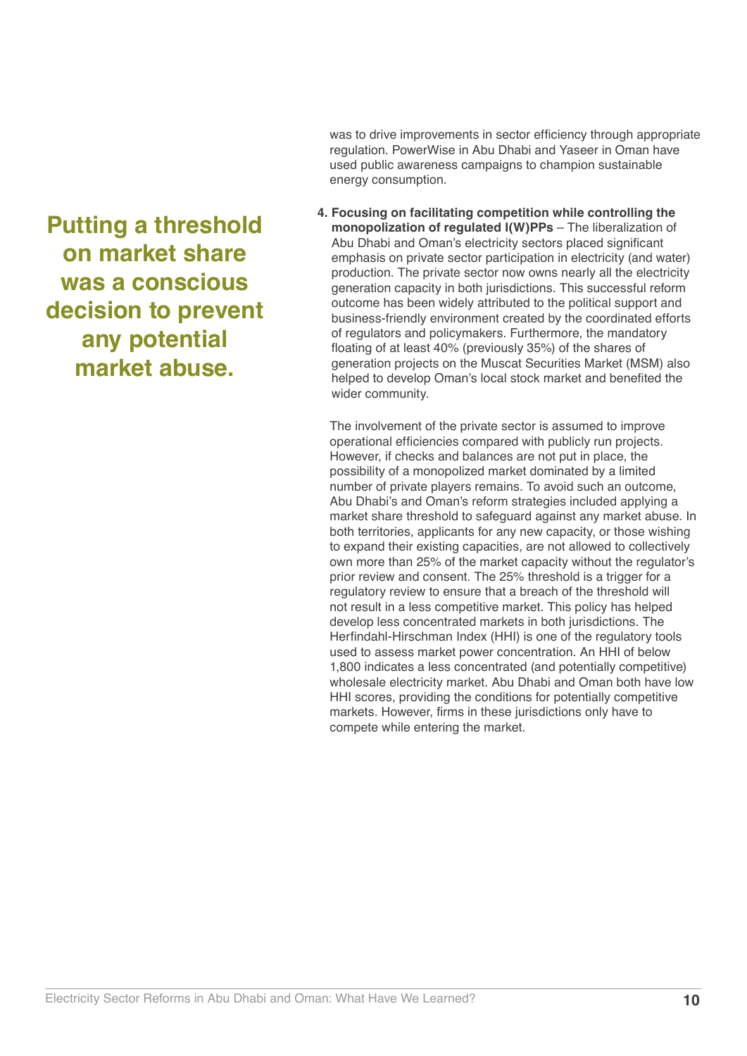was to drive improvements in sector efficiency through appropriate regulation. PowerWise in Abu Dhabi and Yaseer in Oman have used public awareness campaigns to champion sustainable energy consumption.

**Putting a threshold on market share was a conscious decision to prevent any potential market abuse.**

4. **Focusing on facilitating competition while controlling the monopolization of regulated I(W)PPs** – The liberalization of Abu Dhabi and Oman's electricity sectors placed significant emphasis on private sector participation in electricity (and water) production. The private sector now owns nearly all the electricity generation capacity in both jurisdictions. This successful reform outcome has been widely attributed to the political support and business-friendly environment created by the coordinated efforts of regulators and policymakers. Furthermore, the mandatory floating of at least 40% (previously 35%) of the shares of generation projects on the Muscat Securities Market (MSM) also helped to develop Oman's local stock market and benefited the wider community.

   The involvement of the private sector is assumed to improve operational efficiencies compared with publicly run projects. However, if checks and balances are not put in place, the possibility of a monopolized market dominated by a limited number of private players remains. To avoid such an outcome, Abu Dhabi's and Oman's reform strategies included applying a market share threshold to safeguard against any market abuse. In both territories, applicants for any new capacity, or those wishing to expand their existing capacities, are not allowed to collectively own more than 25% of the market capacity without the regulator's prior review and consent. The 25% threshold is a trigger for a regulatory review to ensure that a breach of the threshold will not result in a less competitive market. This policy has helped develop less concentrated markets in both jurisdictions. The Herfindahl-Hirschman Index (HHI) is one of the regulatory tools used to assess market power concentration. An HHI of below 1,800 indicates a less concentrated (and potentially competitive) wholesale electricity market. Abu Dhabi and Oman both have low HHI scores, providing the conditions for potentially competitive markets. However, firms in these jurisdictions only have to compete while entering the market.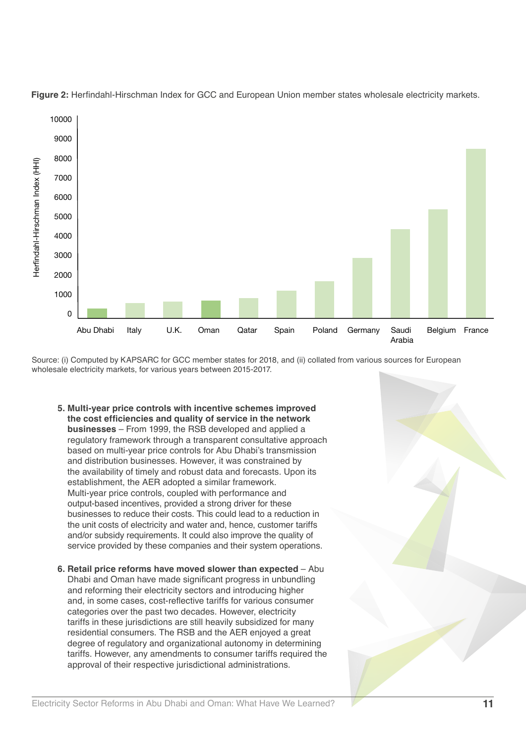**Figure 2:** Herfindahl-Hirschman Index for GCC and European Union member states wholesale electricity markets.

Source: (i) Computed by KAPSARC for GCC member states for 2018, and (ii) collated from various sources for European wholesale electricity markets, for various years between 2015-2017.

5. **Multi-year price controls with incentive schemes improved the cost efficiencies and quality of service in the network businesses** – From 1999, the RSB developed and applied a regulatory framework through a transparent consultative approach based on multi-year price controls for Abu Dhabi's transmission and distribution businesses. However, it was constrained by the availability of timely and robust data and forecasts. Upon its establishment, the AER adopted a similar framework. Multi-year price controls, coupled with performance and output-based incentives, provided a strong driver for these businesses to reduce their costs. This could lead to a reduction in the unit costs of electricity and water and, hence, customer tariffs and/or subsidy requirements. It could also improve the quality of service provided by these companies and their system operations.

6. **Retail price reforms have moved slower than expected** – Abu Dhabi and Oman have made significant progress in unbundling and reforming their electricity sectors and introducing higher and, in some cases, cost-reflective tariffs for various consumer categories over the past two decades. However, electricity tariffs in these jurisdictions are still heavily subsidized for many residential consumers. The RSB and the AER enjoyed a great degree of regulatory and organizational autonomy in determining tariffs. However, any amendments to consumer tariffs required the approval of their respective jurisdictional administrations.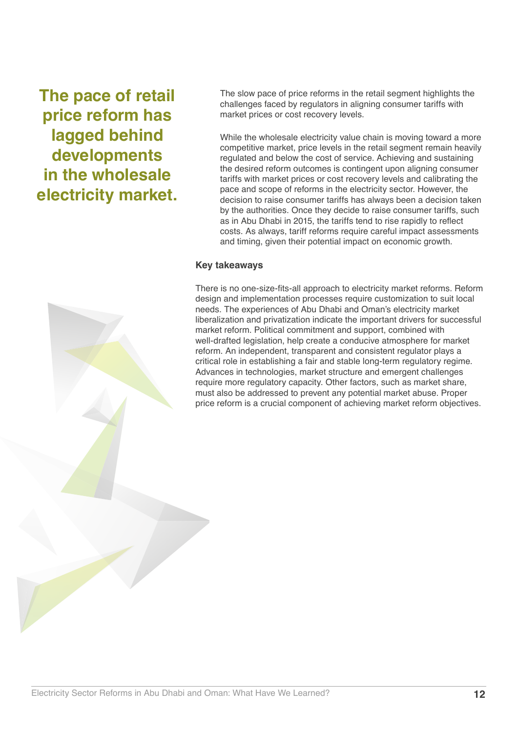**The pace of retail price reform has lagged behind developments in the wholesale electricity market.**

The slow pace of price reforms in the retail segment highlights the challenges faced by regulators in aligning consumer tariffs with market prices or cost recovery levels.

While the wholesale electricity value chain is moving toward a more competitive market, price levels in the retail segment remain heavily regulated and below the cost of service. Achieving and sustaining the desired reform outcomes is contingent upon aligning consumer tariffs with market prices or cost recovery levels and calibrating the pace and scope of reforms in the electricity sector. However, the decision to raise consumer tariffs has always been a decision taken by the authorities. Once they decide to raise consumer tariffs, such as in Abu Dhabi in 2015, the tariffs tend to rise rapidly to reflect costs. As always, tariff reforms require careful impact assessments and timing, given their potential impact on economic growth.

### Key takeaways

There is no one-size-fits-all approach to electricity market reforms. Reform design and implementation processes require customization to suit local needs. The experiences of Abu Dhabi and Oman's electricity market liberalization and privatization indicate the important drivers for successful market reform. Political commitment and support, combined with well-drafted legislation, help create a conducive atmosphere for market reform. An independent, transparent and consistent regulator plays a critical role in establishing a fair and stable long-term regulatory regime. Advances in technologies, market structure and emergent challenges require more regulatory capacity. Other factors, such as market share, must also be addressed to prevent any potential market abuse. Proper price reform is a crucial component of achieving market reform objectives.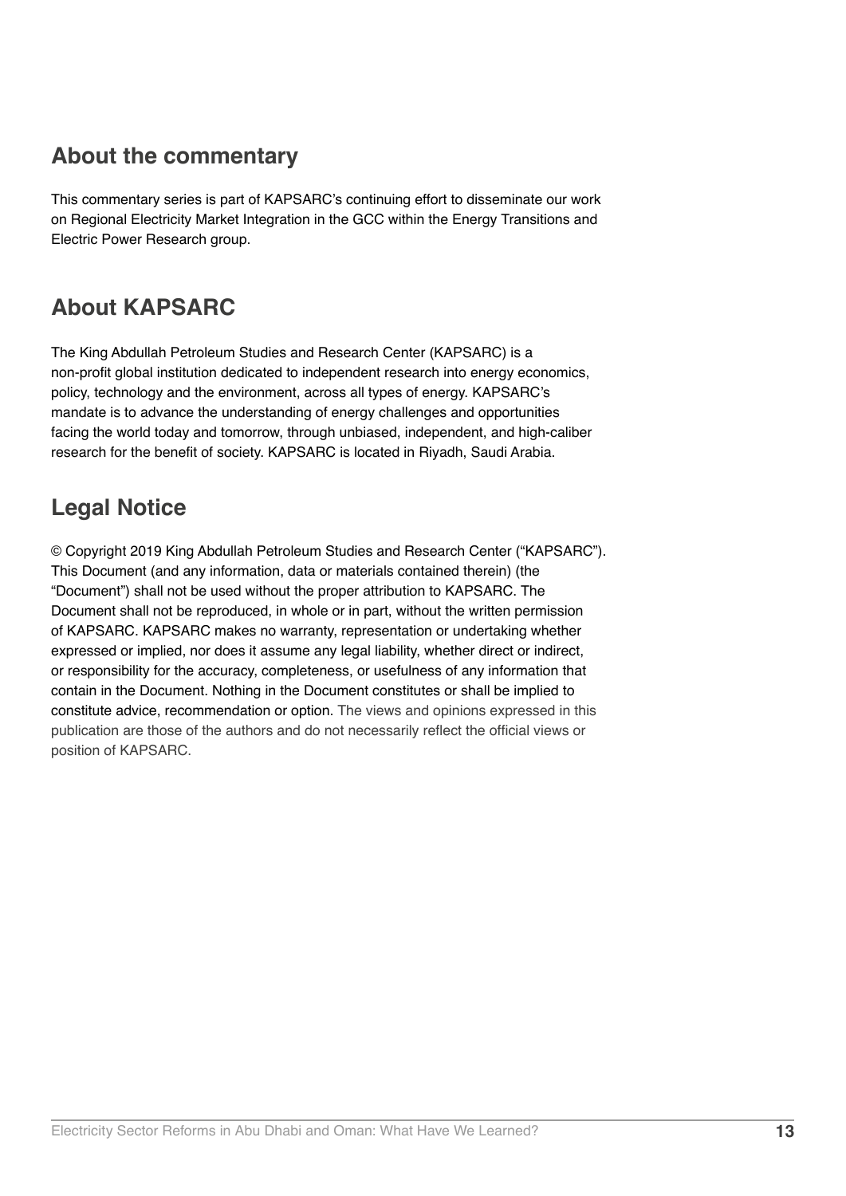## About the commentary

This commentary series is part of KAPSARC's continuing effort to disseminate our work on Regional Electricity Market Integration in the GCC within the Energy Transitions and Electric Power Research group.

## About KAPSARC

The King Abdullah Petroleum Studies and Research Center (KAPSARC) is a non-profit global institution dedicated to independent research into energy economics, policy, technology and the environment, across all types of energy. KAPSARC's mandate is to advance the understanding of energy challenges and opportunities facing the world today and tomorrow, through unbiased, independent, and high-caliber research for the benefit of society. KAPSARC is located in Riyadh, Saudi Arabia.

## Legal Notice

© Copyright 2019 King Abdullah Petroleum Studies and Research Center ("KAPSARC"). This Document (and any information, data or materials contained therein) (the "Document") shall not be used without the proper attribution to KAPSARC. The Document shall not be reproduced, in whole or in part, without the written permission of KAPSARC. KAPSARC makes no warranty, representation or undertaking whether expressed or implied, nor does it assume any legal liability, whether direct or indirect, or responsibility for the accuracy, completeness, or usefulness of any information that contain in the Document. Nothing in the Document constitutes or shall be implied to constitute advice, recommendation or option. The views and opinions expressed in this publication are those of the authors and do not necessarily reflect the official views or position of KAPSARC.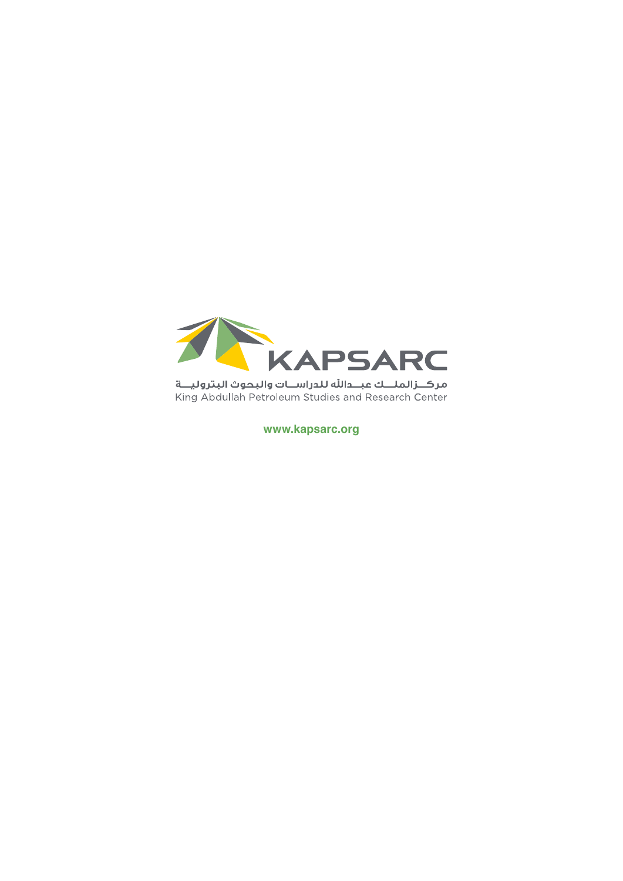KAPSARC

مركز الملك عبدالله للدراسات والبحوث البترولية

King Abdullah Petroleum Studies and Research Center

www.kapsarc.org